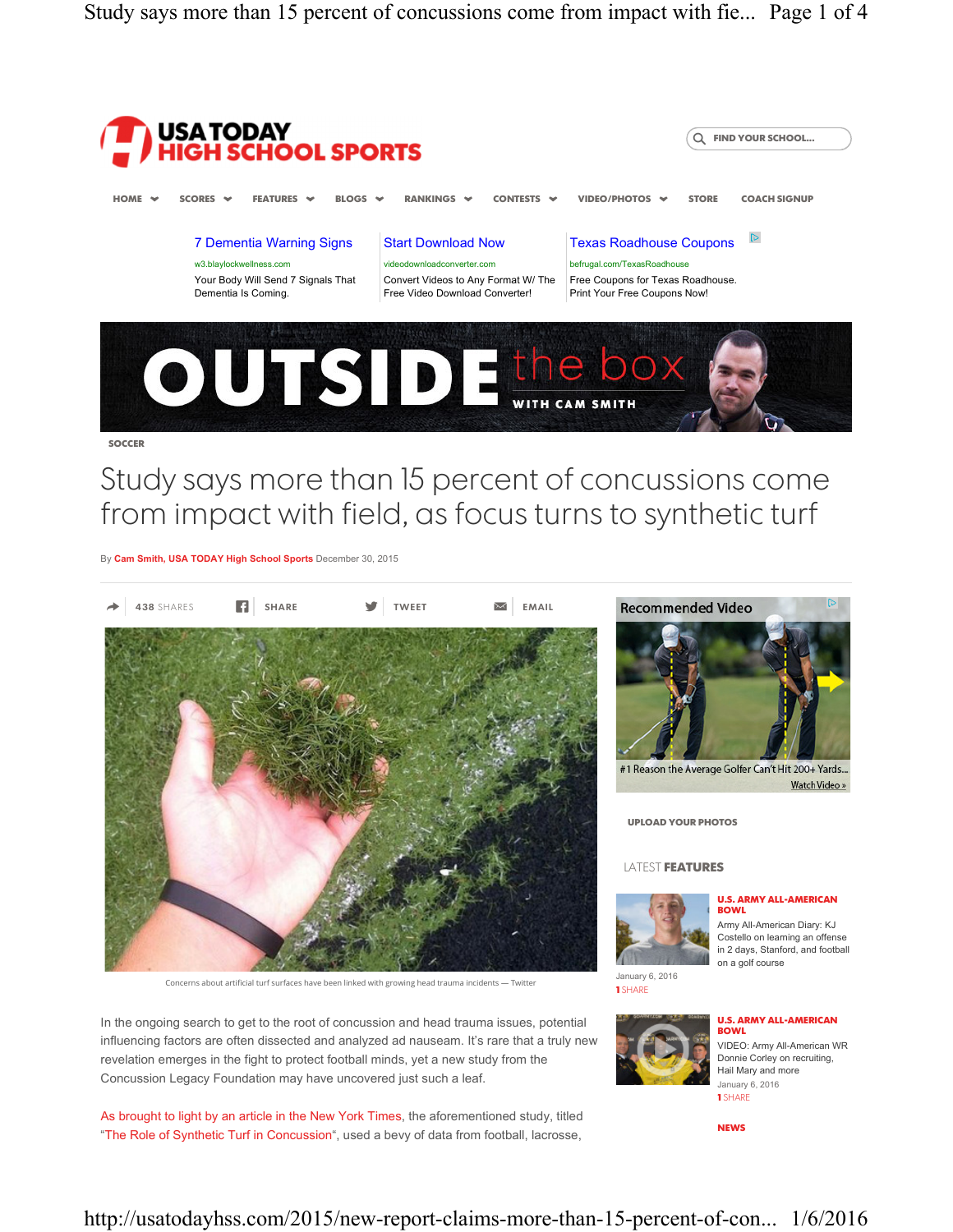USA TODAY HIGH SCHOOL SPORTS

HOME SCORES FEATURES BLOGS RANKINGS CONTESTS VIDEO/PHOTOS STORE COACH SIGNUP

OUTSIDE the box WITH CAM SMITH

SOCCER

# Study says more than 15 percent of concussions come from impact with field, as focus turns to synthetic turf

By Cam Smith, USA TODAY High School Sports December 30, 2015

438 SHARES SHARE TWEET EMAIL

Concerns about artificial turf surfaces have been linked with growing head trauma incidents — Twitter

In the ongoing search to get to the root of concussion and head trauma issues, potential influencing factors are often dissected and analyzed ad nauseam. It's rare that a truly new revelation emerges in the fight to protect football minds, yet a new study from the Concussion Legacy Foundation may have uncovered just such a leaf.

As brought to light by an article in the New York Times, the aforementioned study, titled "The Role of Synthetic Turf in Concussion", used a bevy of data from football, lacrosse,

UPLOAD YOUR PHOTOS

LATEST FEATURES

**U.S. ARMY ALL-AMERICAN BOWL**
Army All-American Diary: KJ Costello on learning an offense in 2 days, Stanford, and football on a golf course
January 6, 2016
1 SHARE

**U.S. ARMY ALL-AMERICAN BOWL**
VIDEO: Army All-American WR Donnie Corley on recruiting, Hail Mary and more
January 6, 2016
1 SHARE

NEWS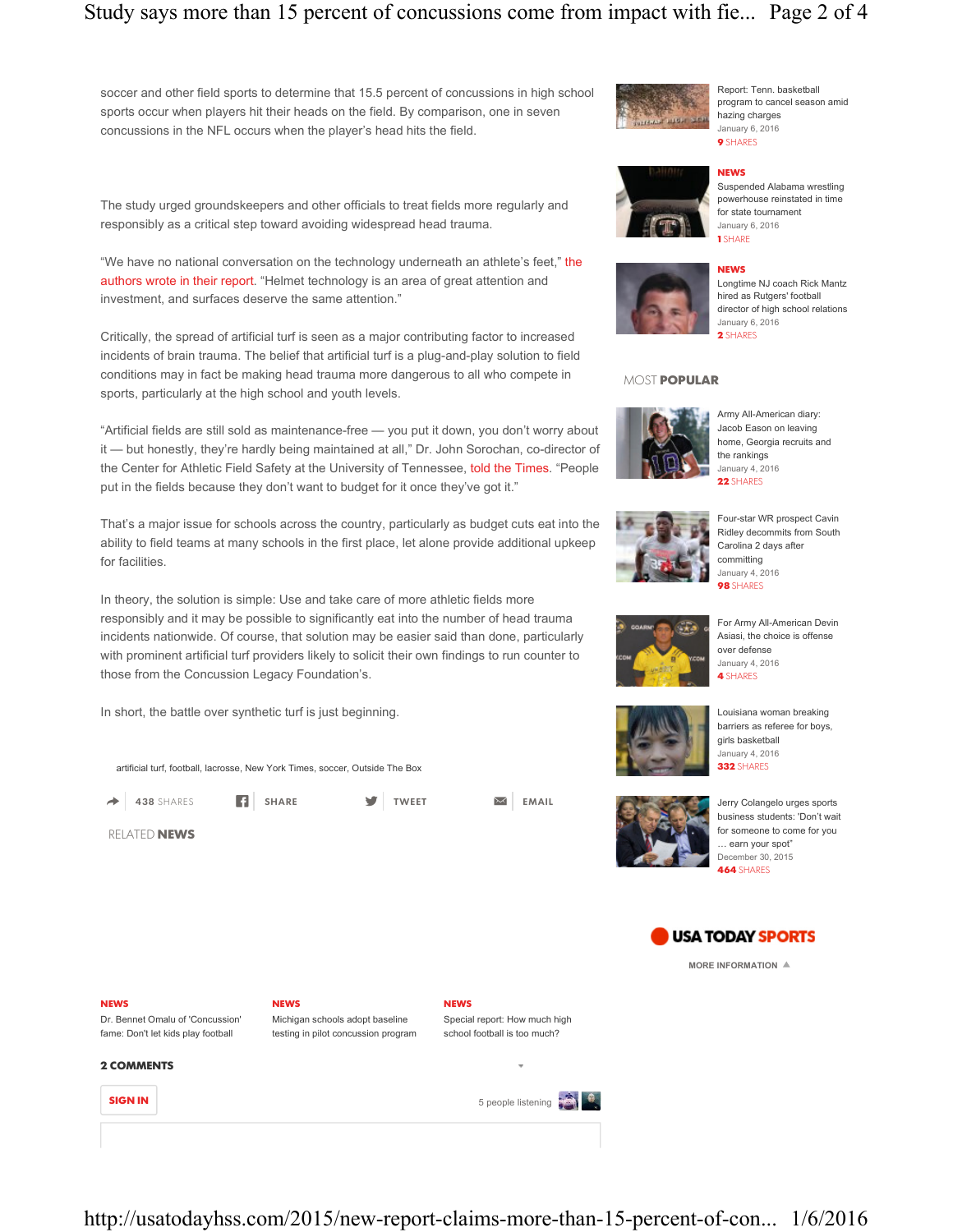soccer and other field sports to determine that 15.5 percent of concussions in high school sports occur when players hit their heads on the field. By comparison, one in seven concussions in the NFL occurs when the player's head hits the field.

The study urged groundskeepers and other officials to treat fields more regularly and responsibly as a critical step toward avoiding widespread head trauma.

"We have no national conversation on the technology underneath an athlete's feet," the authors wrote in their report. "Helmet technology is an area of great attention and investment, and surfaces deserve the same attention."

Critically, the spread of artificial turf is seen as a major contributing factor to increased incidents of brain trauma. The belief that artificial turf is a plug-and-play solution to field conditions may in fact be making head trauma more dangerous to all who compete in sports, particularly at the high school and youth levels.

"Artificial fields are still sold as maintenance-free — you put it down, you don't worry about it — but honestly, they're hardly being maintained at all," Dr. John Sorochan, co-director of the Center for Athletic Field Safety at the University of Tennessee, told the Times. "People put in the fields because they don't want to budget for it once they've got it."

That's a major issue for schools across the country, particularly as budget cuts eat into the ability to field teams at many schools in the first place, let alone provide additional upkeep for facilities.

In theory, the solution is simple: Use and take care of more athletic fields more responsibly and it may be possible to significantly eat into the number of head trauma incidents nationwide. Of course, that solution may be easier said than done, particularly with prominent artificial turf providers likely to solicit their own findings to run counter to those from the Concussion Legacy Foundation's.

In short, the battle over synthetic turf is just beginning.

artificial turf, football, lacrosse, New York Times, soccer, Outside The Box

438 SHARES | SHARE | TWEET | EMAIL

RELATED **NEWS**

**NEWS**
Dr. Bennet Omalu of 'Concussion' fame: Don't let kids play football

**NEWS**
Michigan schools adopt baseline testing in pilot concussion program

**NEWS**
Special report: How much high school football is too much?

**2 COMMENTS**

SIGN IN

5 people listening

---

Report: Tenn. basketball program to cancel season amid hazing charges
January 6, 2016
9 SHARES

**NEWS**
Suspended Alabama wrestling powerhouse reinstated in time for state tournament
January 6, 2016
1 SHARE

**NEWS**
Longtime NJ coach Rick Mantz hired as Rutgers' football director of high school relations
January 6, 2016
2 SHARES

MOST **POPULAR**

Army All-American diary: Jacob Eason on leaving home, Georgia recruits and the rankings
January 4, 2016
22 SHARES

Four-star WR prospect Cavin Ridley decommits from South Carolina 2 days after committing
January 4, 2016
98 SHARES

For Army All-American Devin Asiasi, the choice is offense over defense
January 4, 2016
4 SHARES

Louisiana woman breaking barriers as referee for boys, girls basketball
January 4, 2016
332 SHARES

Jerry Colangelo urges sports business students: 'Don't wait for someone to come for you … earn your spot'
December 30, 2015
464 SHARES

USA TODAY SPORTS

MORE INFORMATION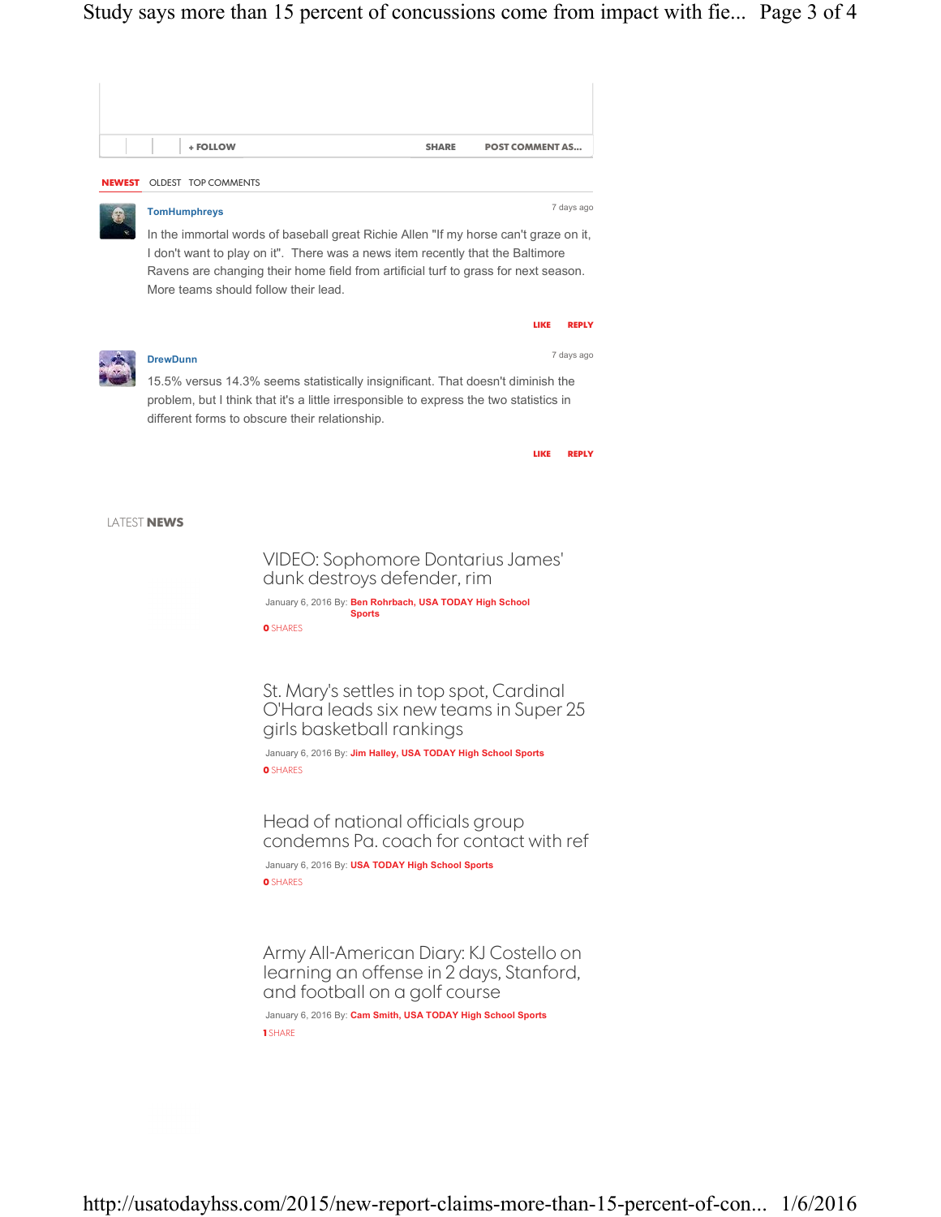+ FOLLOW SHARE POST COMMENT AS...

NEWEST OLDEST TOP COMMENTS

**TomHumphreys** 7 days ago

In the immortal words of baseball great Richie Allen "If my horse can't graze on it, I don't want to play on it". There was a news item recently that the Baltimore Ravens are changing their home field from artificial turf to grass for next season. More teams should follow their lead.

LIKE REPLY

**DrewDunn** 7 days ago

15.5% versus 14.3% seems statistically insignificant. That doesn't diminish the problem, but I think that it's a little irresponsible to express the two statistics in different forms to obscure their relationship.

LIKE REPLY

LATEST **NEWS**

## VIDEO: Sophomore Dontarius James' dunk destroys defender, rim

January 6, 2016 By: **Ben Rohrbach, USA TODAY High School Sports**

**0** SHARES

## St. Mary's settles in top spot, Cardinal O'Hara leads six new teams in Super 25 girls basketball rankings

January 6, 2016 By: **Jim Halley, USA TODAY High School Sports**

**0** SHARES

## Head of national officials group condemns Pa. coach for contact with ref

January 6, 2016 By: **USA TODAY High School Sports**

**0** SHARES

## Army All-American Diary: KJ Costello on learning an offense in 2 days, Stanford, and football on a golf course

January 6, 2016 By: **Cam Smith, USA TODAY High School Sports**

**1** SHARE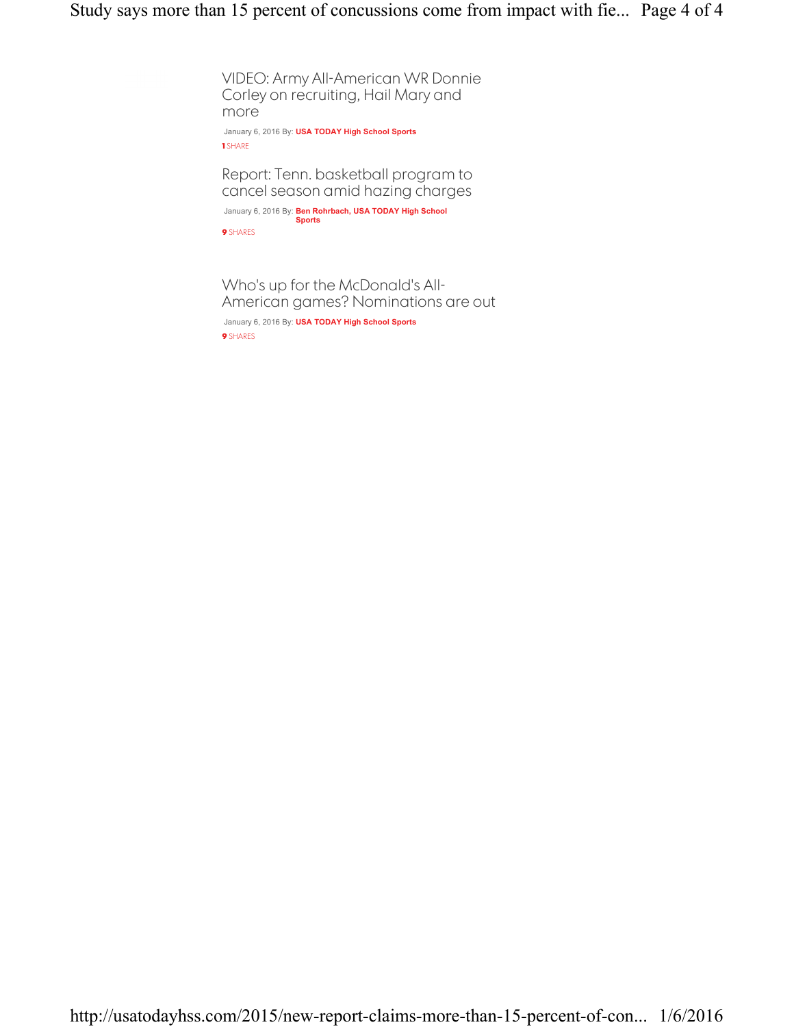VIDEO: Army All-American WR Donnie Corley on recruiting, Hail Mary and more

January 6, 2016 By: **USA TODAY High School Sports**

**1** SHARE

Report: Tenn. basketball program to cancel season amid hazing charges

January 6, 2016 By: **Ben Rohrbach, USA TODAY High School Sports**

**9** SHARES

Who's up for the McDonald's All-American games? Nominations are out

January 6, 2016 By: **USA TODAY High School Sports**

**9** SHARES